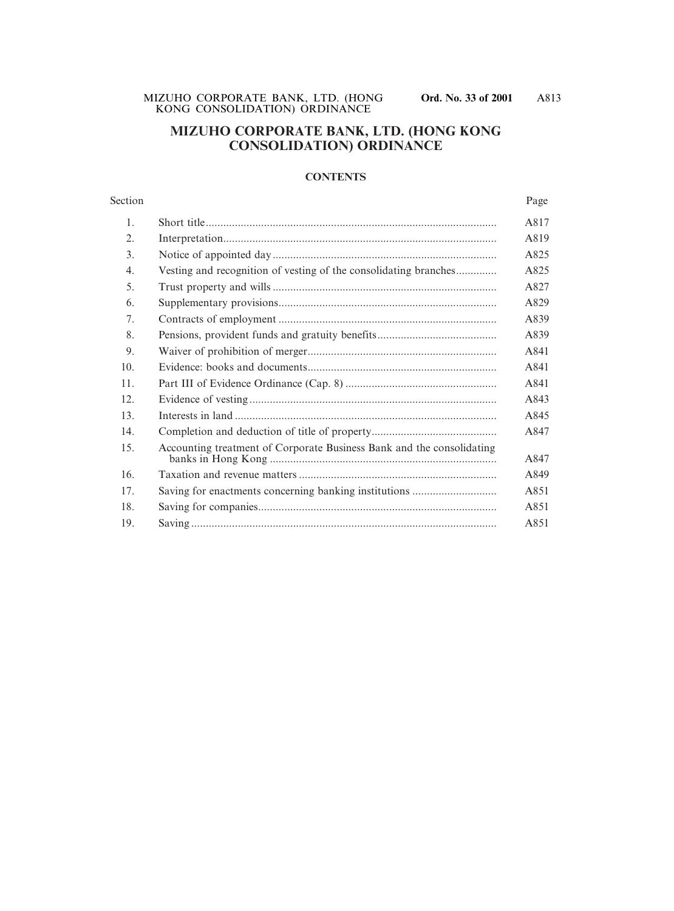# MIZUHO CORPORATE BANK, LTD. (HONG KONG CONSOLIDATION) ORDINANCE

## CONTENTS

| Section | | Page |
|---|---|---|
| 1. | Short title | A817 |
| 2. | Interpretation | A819 |
| 3. | Notice of appointed day | A825 |
| 4. | Vesting and recognition of vesting of the consolidating branches | A825 |
| 5. | Trust property and wills | A827 |
| 6. | Supplementary provisions | A829 |
| 7. | Contracts of employment | A839 |
| 8. | Pensions, provident funds and gratuity benefits | A839 |
| 9. | Waiver of prohibition of merger | A841 |
| 10. | Evidence: books and documents | A841 |
| 11. | Part III of Evidence Ordinance (Cap. 8) | A841 |
| 12. | Evidence of vesting | A843 |
| 13. | Interests in land | A845 |
| 14. | Completion and deduction of title of property | A847 |
| 15. | Accounting treatment of Corporate Business Bank and the consolidating banks in Hong Kong | A847 |
| 16. | Taxation and revenue matters | A849 |
| 17. | Saving for enactments concerning banking institutions | A851 |
| 18. | Saving for companies | A851 |
| 19. | Saving | A851 |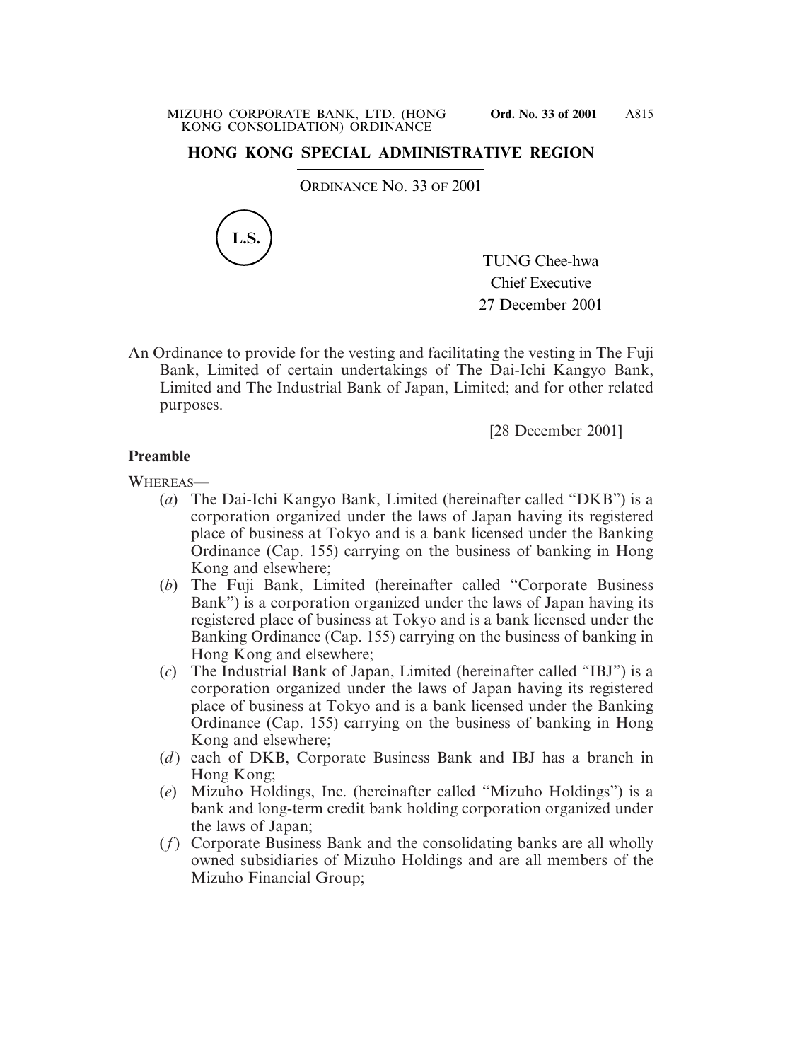# HONG KONG SPECIAL ADMINISTRATIVE REGION

ORDINANCE NO. 33 OF 2001

L.S.

TUNG Chee-hwa
Chief Executive
27 December 2001

An Ordinance to provide for the vesting and facilitating the vesting in The Fuji Bank, Limited of certain undertakings of The Dai-Ichi Kangyo Bank, Limited and The Industrial Bank of Japan, Limited; and for other related purposes.

[28 December 2001]

**Preamble**

WHEREAS—

(*a*) The Dai-Ichi Kangyo Bank, Limited (hereinafter called "DKB") is a corporation organized under the laws of Japan having its registered place of business at Tokyo and is a bank licensed under the Banking Ordinance (Cap. 155) carrying on the business of banking in Hong Kong and elsewhere;

(*b*) The Fuji Bank, Limited (hereinafter called "Corporate Business Bank") is a corporation organized under the laws of Japan having its registered place of business at Tokyo and is a bank licensed under the Banking Ordinance (Cap. 155) carrying on the business of banking in Hong Kong and elsewhere;

(*c*) The Industrial Bank of Japan, Limited (hereinafter called "IBJ") is a corporation organized under the laws of Japan having its registered place of business at Tokyo and is a bank licensed under the Banking Ordinance (Cap. 155) carrying on the business of banking in Hong Kong and elsewhere;

(*d*) each of DKB, Corporate Business Bank and IBJ has a branch in Hong Kong;

(*e*) Mizuho Holdings, Inc. (hereinafter called "Mizuho Holdings") is a bank and long-term credit bank holding corporation organized under the laws of Japan;

(*f*) Corporate Business Bank and the consolidating banks are all wholly owned subsidiaries of Mizuho Holdings and are all members of the Mizuho Financial Group;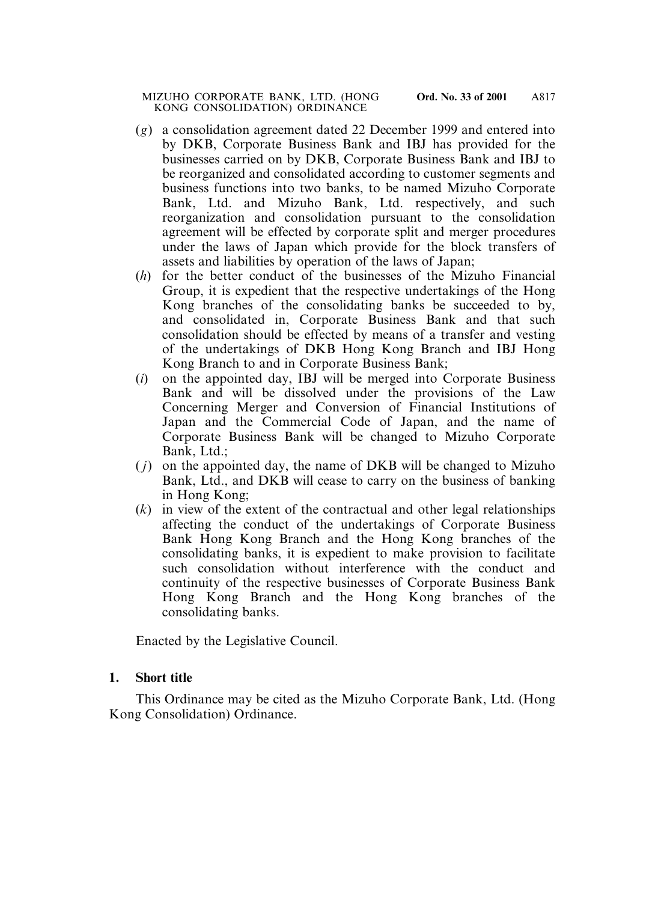(*g*) a consolidation agreement dated 22 December 1999 and entered into by DKB, Corporate Business Bank and IBJ has provided for the businesses carried on by DKB, Corporate Business Bank and IBJ to be reorganized and consolidated according to customer segments and business functions into two banks, to be named Mizuho Corporate Bank, Ltd. and Mizuho Bank, Ltd. respectively, and such reorganization and consolidation pursuant to the consolidation agreement will be effected by corporate split and merger procedures under the laws of Japan which provide for the block transfers of assets and liabilities by operation of the laws of Japan;

(*h*) for the better conduct of the businesses of the Mizuho Financial Group, it is expedient that the respective undertakings of the Hong Kong branches of the consolidating banks be succeeded to by, and consolidated in, Corporate Business Bank and that such consolidation should be effected by means of a transfer and vesting of the undertakings of DKB Hong Kong Branch and IBJ Hong Kong Branch to and in Corporate Business Bank;

(*i*) on the appointed day, IBJ will be merged into Corporate Business Bank and will be dissolved under the provisions of the Law Concerning Merger and Conversion of Financial Institutions of Japan and the Commercial Code of Japan, and the name of Corporate Business Bank will be changed to Mizuho Corporate Bank, Ltd.;

(*j*) on the appointed day, the name of DKB will be changed to Mizuho Bank, Ltd., and DKB will cease to carry on the business of banking in Hong Kong;

(*k*) in view of the extent of the contractual and other legal relationships affecting the conduct of the undertakings of Corporate Business Bank Hong Kong Branch and the Hong Kong branches of the consolidating banks, it is expedient to make provision to facilitate such consolidation without interference with the conduct and continuity of the respective businesses of Corporate Business Bank Hong Kong Branch and the Hong Kong branches of the consolidating banks.

Enacted by the Legislative Council.

**1. Short title**

This Ordinance may be cited as the Mizuho Corporate Bank, Ltd. (Hong Kong Consolidation) Ordinance.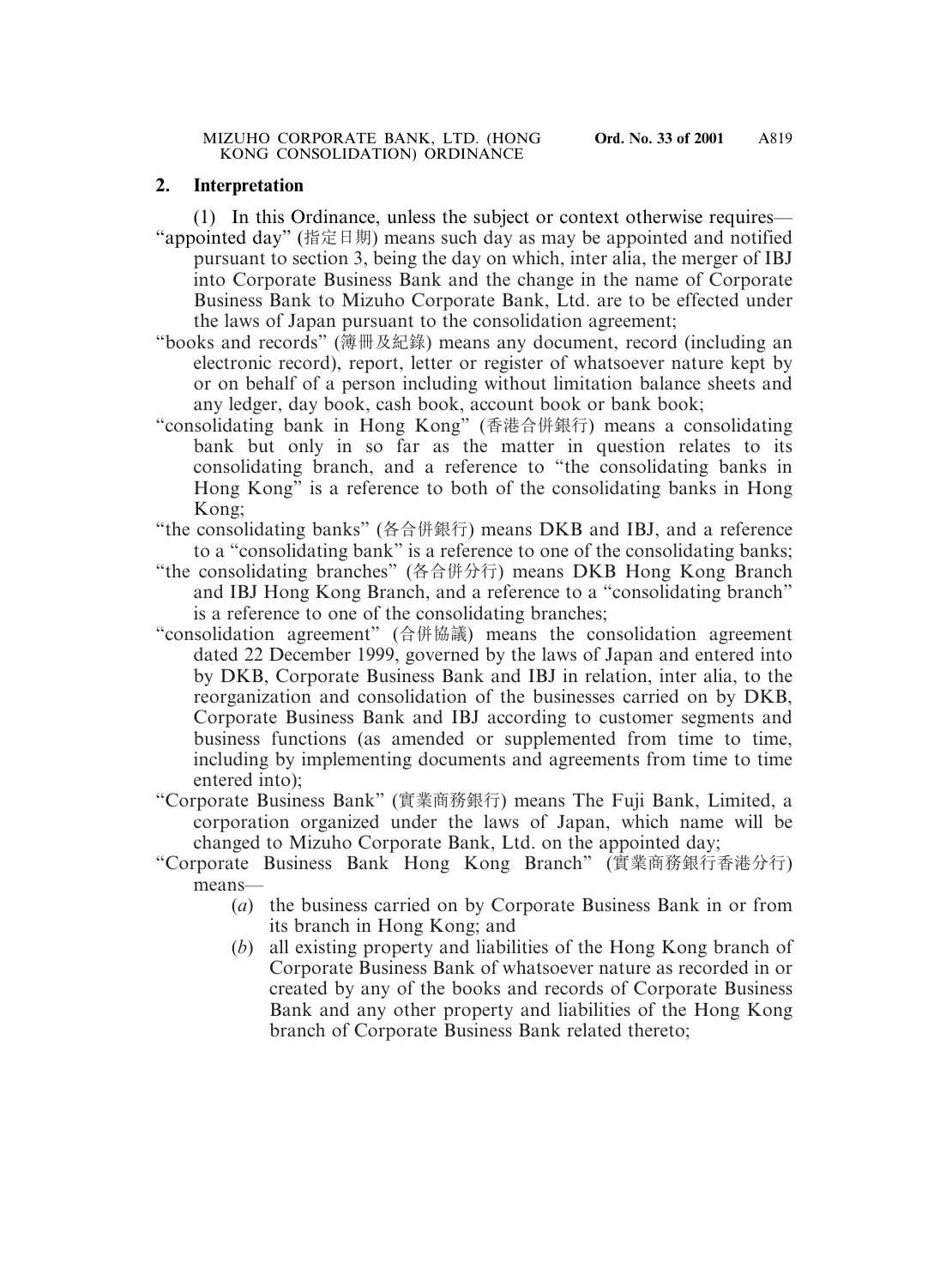## 2. Interpretation

(1) In this Ordinance, unless the subject or context otherwise requires—

"appointed day" (指定日期) means such day as may be appointed and notified pursuant to section 3, being the day on which, inter alia, the merger of IBJ into Corporate Business Bank and the change in the name of Corporate Business Bank to Mizuho Corporate Bank, Ltd. are to be effected under the laws of Japan pursuant to the consolidation agreement;

"books and records" (簿冊及紀錄) means any document, record (including an electronic record), report, letter or register of whatsoever nature kept by or on behalf of a person including without limitation balance sheets and any ledger, day book, cash book, account book or bank book;

"consolidating bank in Hong Kong" (香港合併銀行) means a consolidating bank but only in so far as the matter in question relates to its consolidating branch, and a reference to "the consolidating banks in Hong Kong" is a reference to both of the consolidating banks in Hong Kong;

"the consolidating banks" (各合併銀行) means DKB and IBJ, and a reference to a "consolidating bank" is a reference to one of the consolidating banks;

"the consolidating branches" (各合併分行) means DKB Hong Kong Branch and IBJ Hong Kong Branch, and a reference to a "consolidating branch" is a reference to one of the consolidating branches;

"consolidation agreement" (合併協議) means the consolidation agreement dated 22 December 1999, governed by the laws of Japan and entered into by DKB, Corporate Business Bank and IBJ in relation, inter alia, to the reorganization and consolidation of the businesses carried on by DKB, Corporate Business Bank and IBJ according to customer segments and business functions (as amended or supplemented from time to time, including by implementing documents and agreements from time to time entered into);

"Corporate Business Bank" (實業商務銀行) means The Fuji Bank, Limited, a corporation organized under the laws of Japan, which name will be changed to Mizuho Corporate Bank, Ltd. on the appointed day;

"Corporate Business Bank Hong Kong Branch" (實業商務銀行香港分行) means—

- (*a*) the business carried on by Corporate Business Bank in or from its branch in Hong Kong; and
- (*b*) all existing property and liabilities of the Hong Kong branch of Corporate Business Bank of whatsoever nature as recorded in or created by any of the books and records of Corporate Business Bank and any other property and liabilities of the Hong Kong branch of Corporate Business Bank related thereto;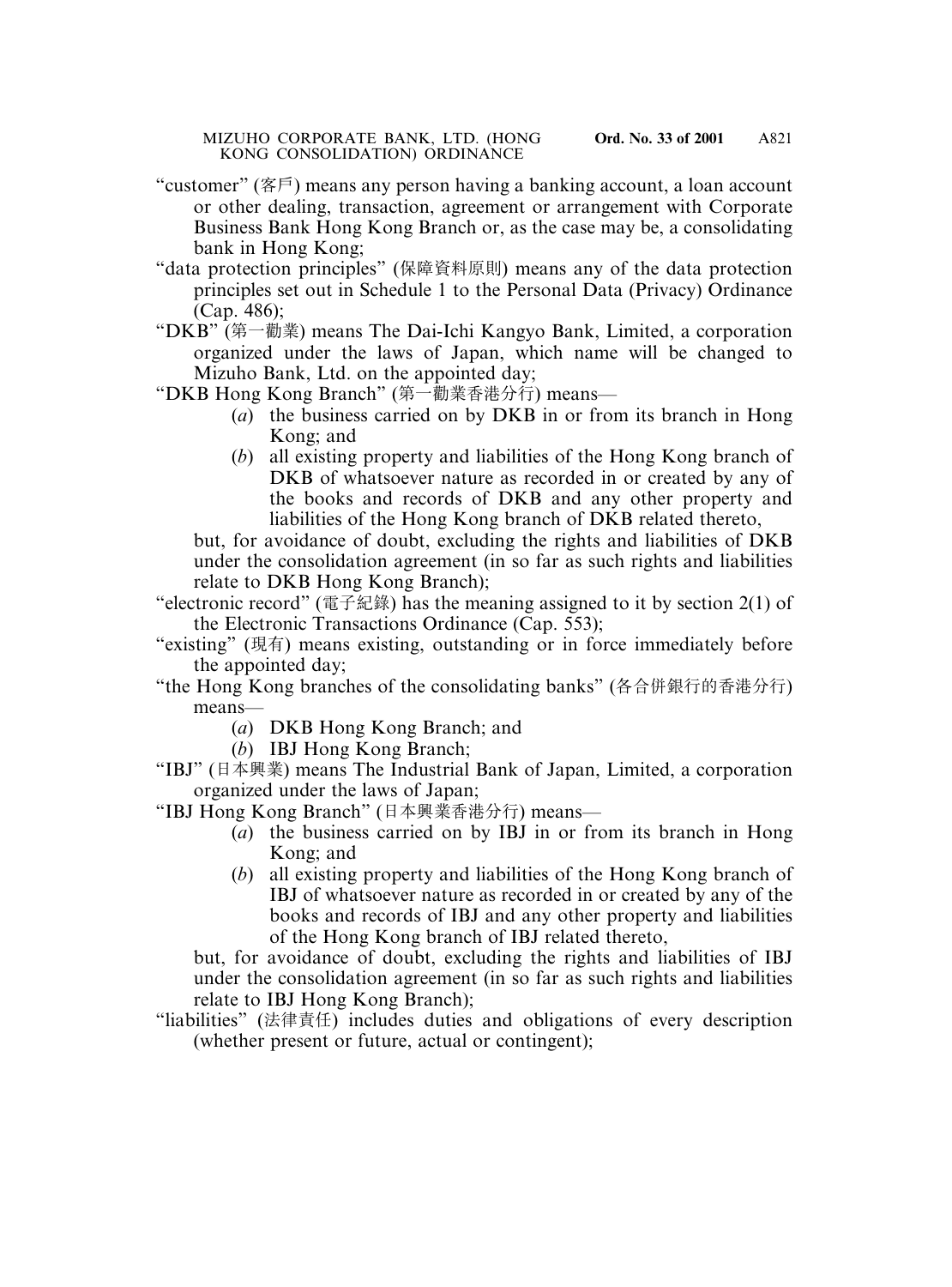"customer" (客戶) means any person having a banking account, a loan account or other dealing, transaction, agreement or arrangement with Corporate Business Bank Hong Kong Branch or, as the case may be, a consolidating bank in Hong Kong;

"data protection principles" (保障資料原則) means any of the data protection principles set out in Schedule 1 to the Personal Data (Privacy) Ordinance (Cap. 486);

"DKB" (第一勸業) means The Dai-Ichi Kangyo Bank, Limited, a corporation organized under the laws of Japan, which name will be changed to Mizuho Bank, Ltd. on the appointed day;

"DKB Hong Kong Branch" (第一勸業香港分行) means—

(*a*) the business carried on by DKB in or from its branch in Hong Kong; and

(*b*) all existing property and liabilities of the Hong Kong branch of DKB of whatsoever nature as recorded in or created by any of the books and records of DKB and any other property and liabilities of the Hong Kong branch of DKB related thereto,

but, for avoidance of doubt, excluding the rights and liabilities of DKB under the consolidation agreement (in so far as such rights and liabilities relate to DKB Hong Kong Branch);

"electronic record" (電子紀錄) has the meaning assigned to it by section 2(1) of the Electronic Transactions Ordinance (Cap. 553);

"existing" (現有) means existing, outstanding or in force immediately before the appointed day;

"the Hong Kong branches of the consolidating banks" (各合併銀行的香港分行) means—

(*a*) DKB Hong Kong Branch; and

(*b*) IBJ Hong Kong Branch;

"IBJ" (日本興業) means The Industrial Bank of Japan, Limited, a corporation organized under the laws of Japan;

"IBJ Hong Kong Branch" (日本興業香港分行) means—

(*a*) the business carried on by IBJ in or from its branch in Hong Kong; and

(*b*) all existing property and liabilities of the Hong Kong branch of IBJ of whatsoever nature as recorded in or created by any of the books and records of IBJ and any other property and liabilities of the Hong Kong branch of IBJ related thereto,

but, for avoidance of doubt, excluding the rights and liabilities of IBJ under the consolidation agreement (in so far as such rights and liabilities relate to IBJ Hong Kong Branch);

"liabilities" (法律責任) includes duties and obligations of every description (whether present or future, actual or contingent);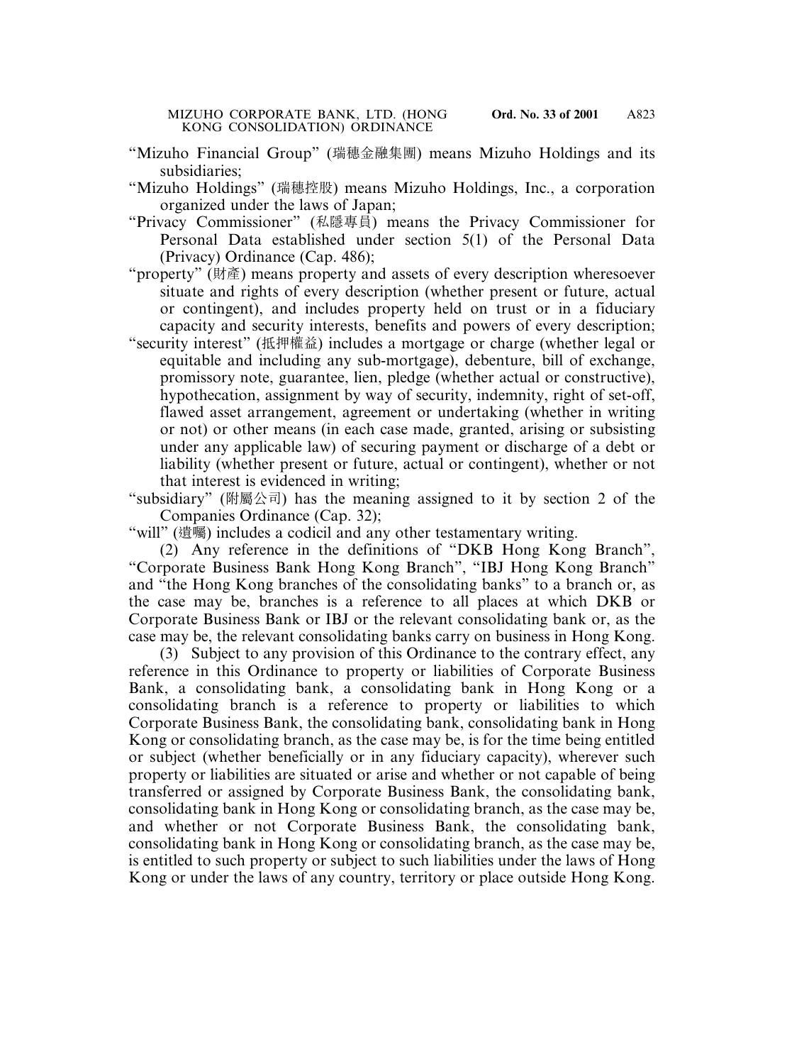"Mizuho Financial Group" (瑞穗金融集團) means Mizuho Holdings and its subsidiaries;

"Mizuho Holdings" (瑞穗控股) means Mizuho Holdings, Inc., a corporation organized under the laws of Japan;

"Privacy Commissioner" (私隱專員) means the Privacy Commissioner for Personal Data established under section 5(1) of the Personal Data (Privacy) Ordinance (Cap. 486);

"property" (財產) means property and assets of every description wheresoever situate and rights of every description (whether present or future, actual or contingent), and includes property held on trust or in a fiduciary capacity and security interests, benefits and powers of every description;

"security interest" (抵押權益) includes a mortgage or charge (whether legal or equitable and including any sub-mortgage), debenture, bill of exchange, promissory note, guarantee, lien, pledge (whether actual or constructive), hypothecation, assignment by way of security, indemnity, right of set-off, flawed asset arrangement, agreement or undertaking (whether in writing or not) or other means (in each case made, granted, arising or subsisting under any applicable law) of securing payment or discharge of a debt or liability (whether present or future, actual or contingent), whether or not that interest is evidenced in writing;

"subsidiary" (附屬公司) has the meaning assigned to it by section 2 of the Companies Ordinance (Cap. 32);

"will" (遺囑) includes a codicil and any other testamentary writing.

(2) Any reference in the definitions of "DKB Hong Kong Branch", "Corporate Business Bank Hong Kong Branch", "IBJ Hong Kong Branch" and "the Hong Kong branches of the consolidating banks" to a branch or, as the case may be, branches is a reference to all places at which DKB or Corporate Business Bank or IBJ or the relevant consolidating bank or, as the case may be, the relevant consolidating banks carry on business in Hong Kong.

(3) Subject to any provision of this Ordinance to the contrary effect, any reference in this Ordinance to property or liabilities of Corporate Business Bank, a consolidating bank, a consolidating bank in Hong Kong or a consolidating branch is a reference to property or liabilities to which Corporate Business Bank, the consolidating bank, consolidating bank in Hong Kong or consolidating branch, as the case may be, is for the time being entitled or subject (whether beneficially or in any fiduciary capacity), wherever such property or liabilities are situated or arise and whether or not capable of being transferred or assigned by Corporate Business Bank, the consolidating bank, consolidating bank in Hong Kong or consolidating branch, as the case may be, and whether or not Corporate Business Bank, the consolidating bank, consolidating bank in Hong Kong or consolidating branch, as the case may be, is entitled to such property or subject to such liabilities under the laws of Hong Kong or under the laws of any country, territory or place outside Hong Kong.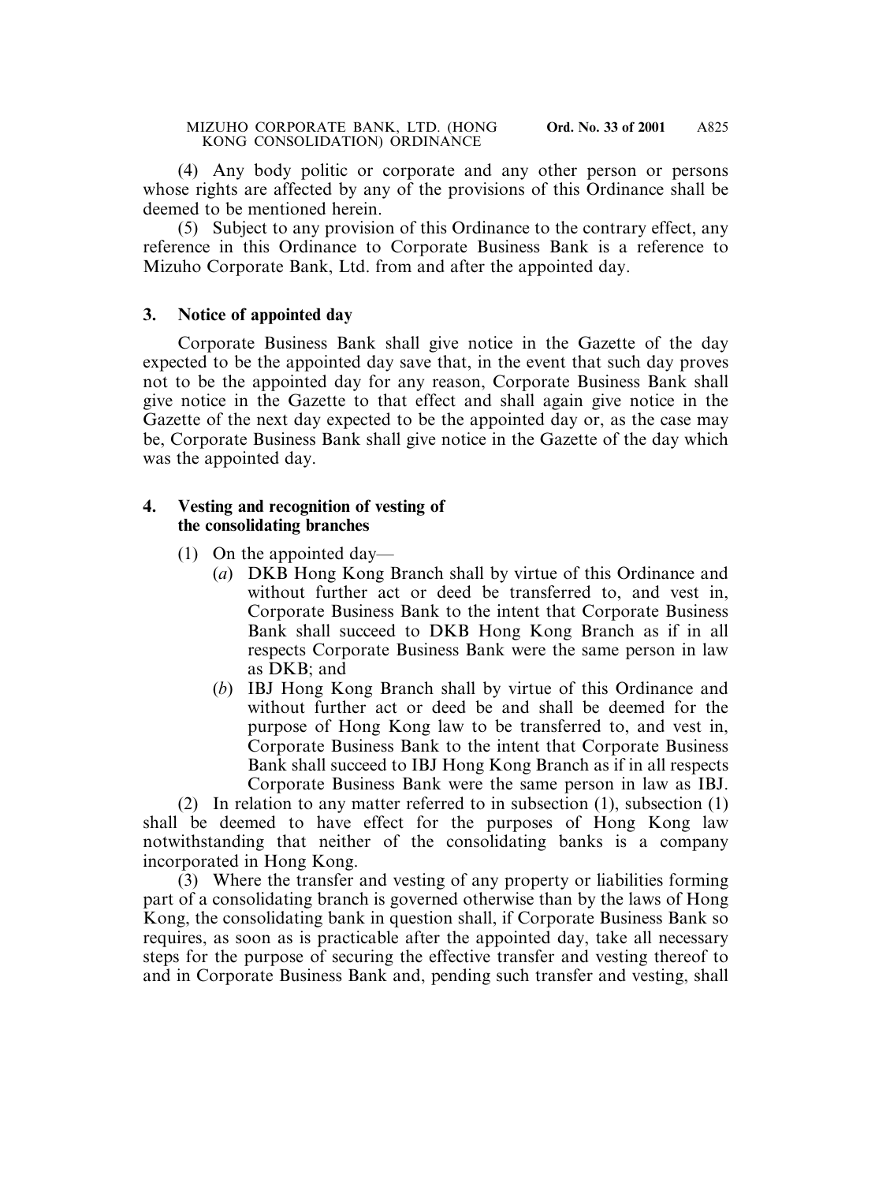(4) Any body politic or corporate and any other person or persons whose rights are affected by any of the provisions of this Ordinance shall be deemed to be mentioned herein.

(5) Subject to any provision of this Ordinance to the contrary effect, any reference in this Ordinance to Corporate Business Bank is a reference to Mizuho Corporate Bank, Ltd. from and after the appointed day.

### 3. Notice of appointed day

Corporate Business Bank shall give notice in the Gazette of the day expected to be the appointed day save that, in the event that such day proves not to be the appointed day for any reason, Corporate Business Bank shall give notice in the Gazette to that effect and shall again give notice in the Gazette of the next day expected to be the appointed day or, as the case may be, Corporate Business Bank shall give notice in the Gazette of the day which was the appointed day.

### 4. Vesting and recognition of vesting of the consolidating branches

(1) On the appointed day—

(*a*) DKB Hong Kong Branch shall by virtue of this Ordinance and without further act or deed be transferred to, and vest in, Corporate Business Bank to the intent that Corporate Business Bank shall succeed to DKB Hong Kong Branch as if in all respects Corporate Business Bank were the same person in law as DKB; and

(*b*) IBJ Hong Kong Branch shall by virtue of this Ordinance and without further act or deed be and shall be deemed for the purpose of Hong Kong law to be transferred to, and vest in, Corporate Business Bank to the intent that Corporate Business Bank shall succeed to IBJ Hong Kong Branch as if in all respects Corporate Business Bank were the same person in law as IBJ.

(2) In relation to any matter referred to in subsection (1), subsection (1) shall be deemed to have effect for the purposes of Hong Kong law notwithstanding that neither of the consolidating banks is a company incorporated in Hong Kong.

(3) Where the transfer and vesting of any property or liabilities forming part of a consolidating branch is governed otherwise than by the laws of Hong Kong, the consolidating bank in question shall, if Corporate Business Bank so requires, as soon as is practicable after the appointed day, take all necessary steps for the purpose of securing the effective transfer and vesting thereof to and in Corporate Business Bank and, pending such transfer and vesting, shall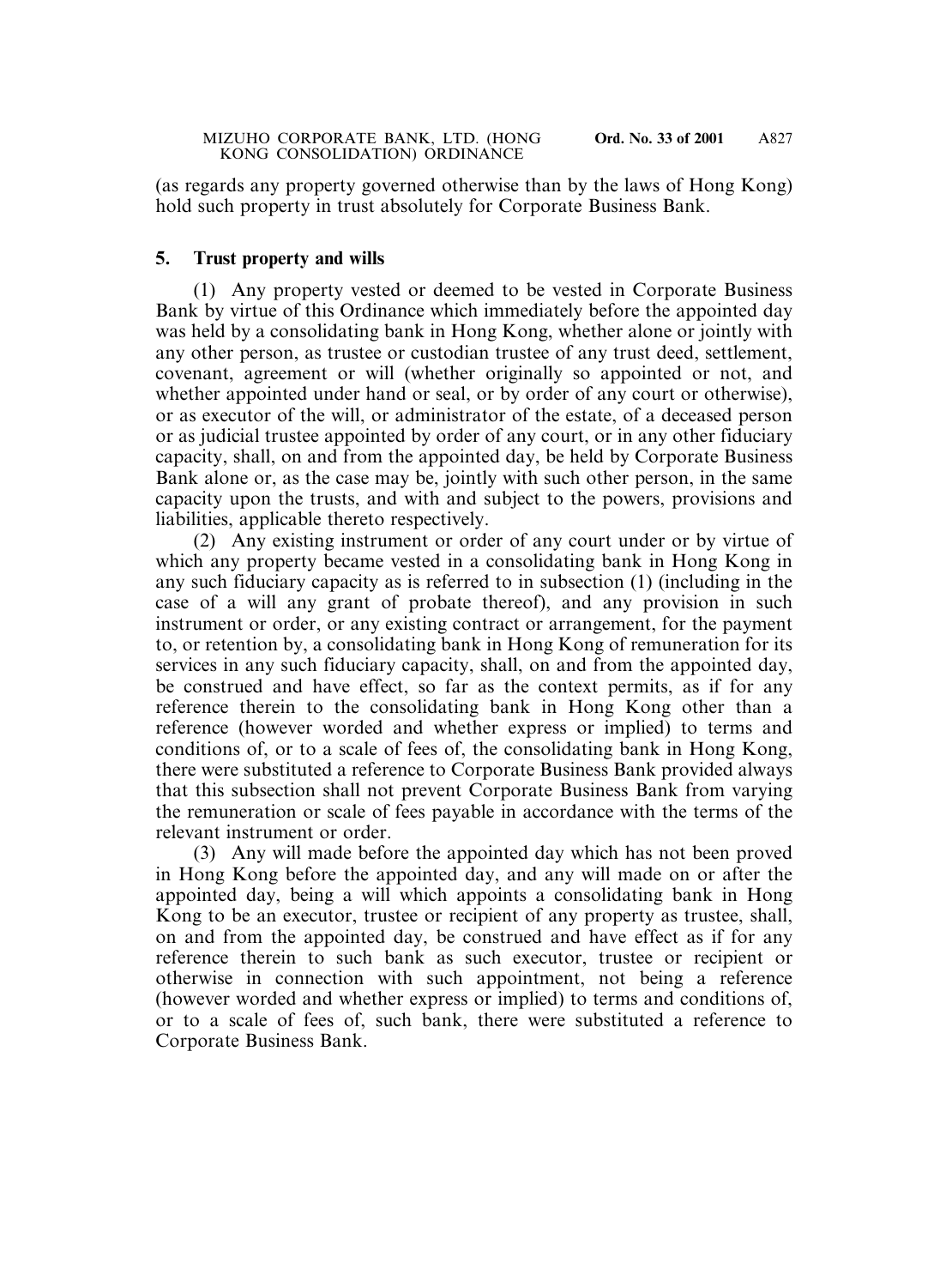(as regards any property governed otherwise than by the laws of Hong Kong) hold such property in trust absolutely for Corporate Business Bank.

## 5. Trust property and wills

(1) Any property vested or deemed to be vested in Corporate Business Bank by virtue of this Ordinance which immediately before the appointed day was held by a consolidating bank in Hong Kong, whether alone or jointly with any other person, as trustee or custodian trustee of any trust deed, settlement, covenant, agreement or will (whether originally so appointed or not, and whether appointed under hand or seal, or by order of any court or otherwise), or as executor of the will, or administrator of the estate, of a deceased person or as judicial trustee appointed by order of any court, or in any other fiduciary capacity, shall, on and from the appointed day, be held by Corporate Business Bank alone or, as the case may be, jointly with such other person, in the same capacity upon the trusts, and with and subject to the powers, provisions and liabilities, applicable thereto respectively.

(2) Any existing instrument or order of any court under or by virtue of which any property became vested in a consolidating bank in Hong Kong in any such fiduciary capacity as is referred to in subsection (1) (including in the case of a will any grant of probate thereof), and any provision in such instrument or order, or any existing contract or arrangement, for the payment to, or retention by, a consolidating bank in Hong Kong of remuneration for its services in any such fiduciary capacity, shall, on and from the appointed day, be construed and have effect, so far as the context permits, as if for any reference therein to the consolidating bank in Hong Kong other than a reference (however worded and whether express or implied) to terms and conditions of, or to a scale of fees of, the consolidating bank in Hong Kong, there were substituted a reference to Corporate Business Bank provided always that this subsection shall not prevent Corporate Business Bank from varying the remuneration or scale of fees payable in accordance with the terms of the relevant instrument or order.

(3) Any will made before the appointed day which has not been proved in Hong Kong before the appointed day, and any will made on or after the appointed day, being a will which appoints a consolidating bank in Hong Kong to be an executor, trustee or recipient of any property as trustee, shall, on and from the appointed day, be construed and have effect as if for any reference therein to such bank as such executor, trustee or recipient or otherwise in connection with such appointment, not being a reference (however worded and whether express or implied) to terms and conditions of, or to a scale of fees of, such bank, there were substituted a reference to Corporate Business Bank.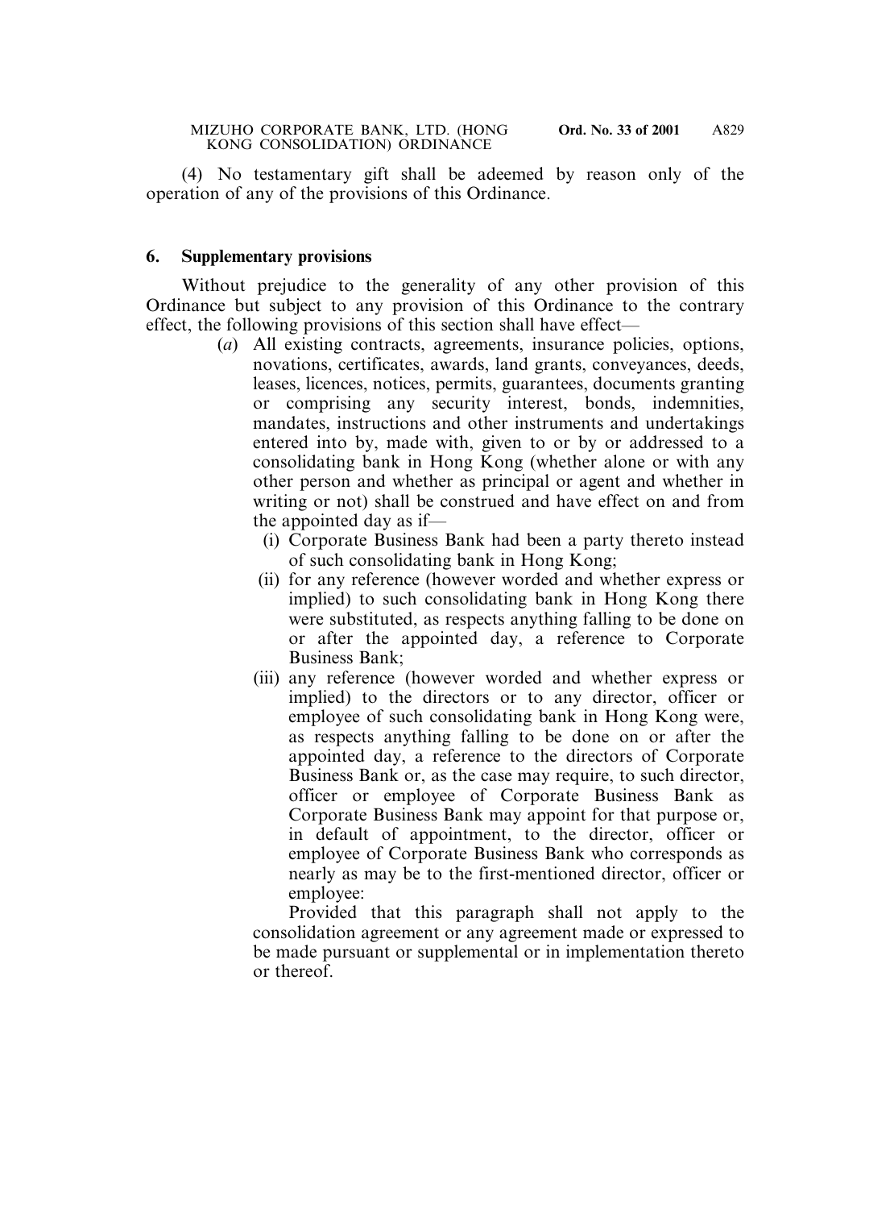(4) No testamentary gift shall be adeemed by reason only of the operation of any of the provisions of this Ordinance.

## 6. Supplementary provisions

Without prejudice to the generality of any other provision of this Ordinance but subject to any provision of this Ordinance to the contrary effect, the following provisions of this section shall have effect—

(*a*) All existing contracts, agreements, insurance policies, options, novations, certificates, awards, land grants, conveyances, deeds, leases, licences, notices, permits, guarantees, documents granting or comprising any security interest, bonds, indemnities, mandates, instructions and other instruments and undertakings entered into by, made with, given to or by or addressed to a consolidating bank in Hong Kong (whether alone or with any other person and whether as principal or agent and whether in writing or not) shall be construed and have effect on and from the appointed day as if—

(i) Corporate Business Bank had been a party thereto instead of such consolidating bank in Hong Kong;

(ii) for any reference (however worded and whether express or implied) to such consolidating bank in Hong Kong there were substituted, as respects anything falling to be done on or after the appointed day, a reference to Corporate Business Bank;

(iii) any reference (however worded and whether express or implied) to the directors or to any director, officer or employee of such consolidating bank in Hong Kong were, as respects anything falling to be done on or after the appointed day, a reference to the directors of Corporate Business Bank or, as the case may require, to such director, officer or employee of Corporate Business Bank as Corporate Business Bank may appoint for that purpose or, in default of appointment, to the director, officer or employee of Corporate Business Bank who corresponds as nearly as may be to the first-mentioned director, officer or employee:

Provided that this paragraph shall not apply to the consolidation agreement or any agreement made or expressed to be made pursuant or supplemental or in implementation thereto or thereof.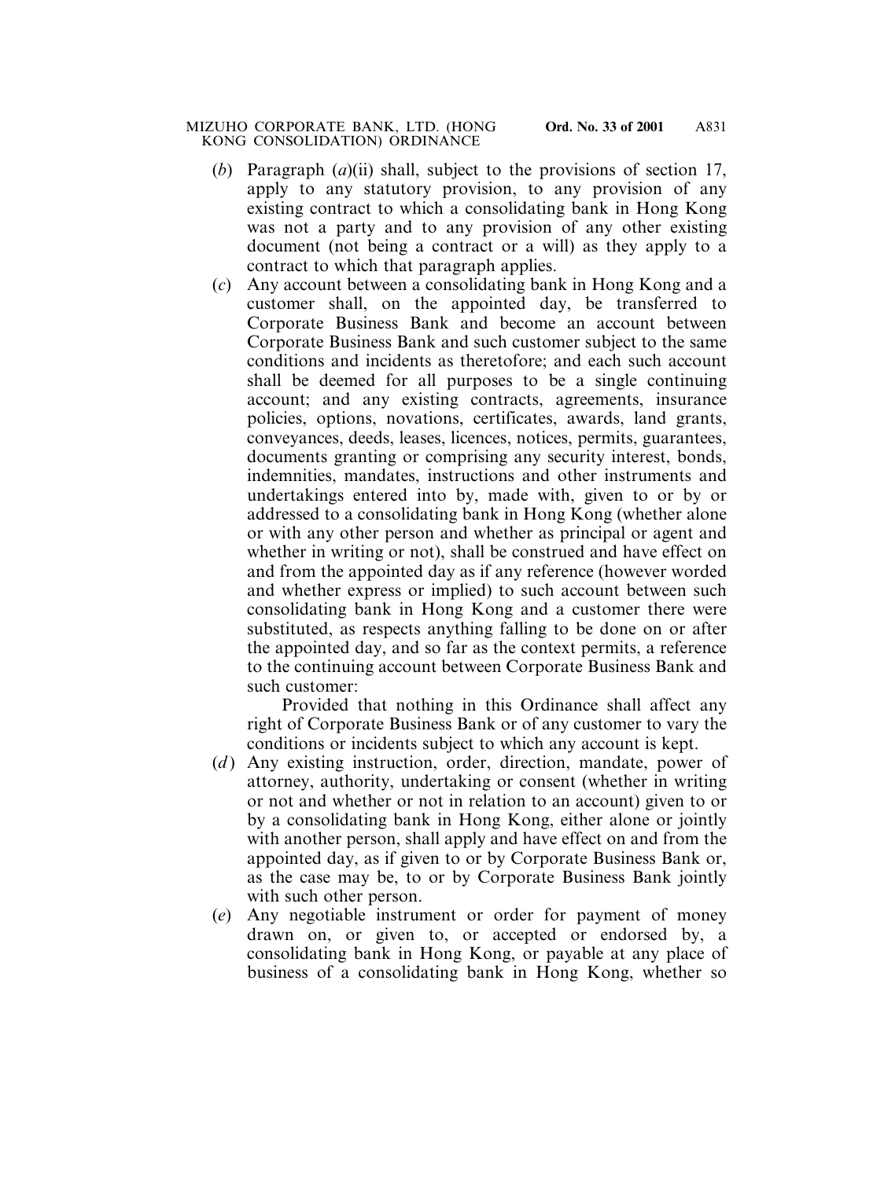(*b*) Paragraph (*a*)(ii) shall, subject to the provisions of section 17, apply to any statutory provision, to any provision of any existing contract to which a consolidating bank in Hong Kong was not a party and to any provision of any other existing document (not being a contract or a will) as they apply to a contract to which that paragraph applies.

(*c*) Any account between a consolidating bank in Hong Kong and a customer shall, on the appointed day, be transferred to Corporate Business Bank and become an account between Corporate Business Bank and such customer subject to the same conditions and incidents as theretofore; and each such account shall be deemed for all purposes to be a single continuing account; and any existing contracts, agreements, insurance policies, options, novations, certificates, awards, land grants, conveyances, deeds, leases, licences, notices, permits, guarantees, documents granting or comprising any security interest, bonds, indemnities, mandates, instructions and other instruments and undertakings entered into by, made with, given to or by or addressed to a consolidating bank in Hong Kong (whether alone or with any other person and whether as principal or agent and whether in writing or not), shall be construed and have effect on and from the appointed day as if any reference (however worded and whether express or implied) to such account between such consolidating bank in Hong Kong and a customer there were substituted, as respects anything falling to be done on or after the appointed day, and so far as the context permits, a reference to the continuing account between Corporate Business Bank and such customer:

Provided that nothing in this Ordinance shall affect any right of Corporate Business Bank or of any customer to vary the conditions or incidents subject to which any account is kept.

(*d*) Any existing instruction, order, direction, mandate, power of attorney, authority, undertaking or consent (whether in writing or not and whether or not in relation to an account) given to or by a consolidating bank in Hong Kong, either alone or jointly with another person, shall apply and have effect on and from the appointed day, as if given to or by Corporate Business Bank or, as the case may be, to or by Corporate Business Bank jointly with such other person.

(*e*) Any negotiable instrument or order for payment of money drawn on, or given to, or accepted or endorsed by, a consolidating bank in Hong Kong, or payable at any place of business of a consolidating bank in Hong Kong, whether so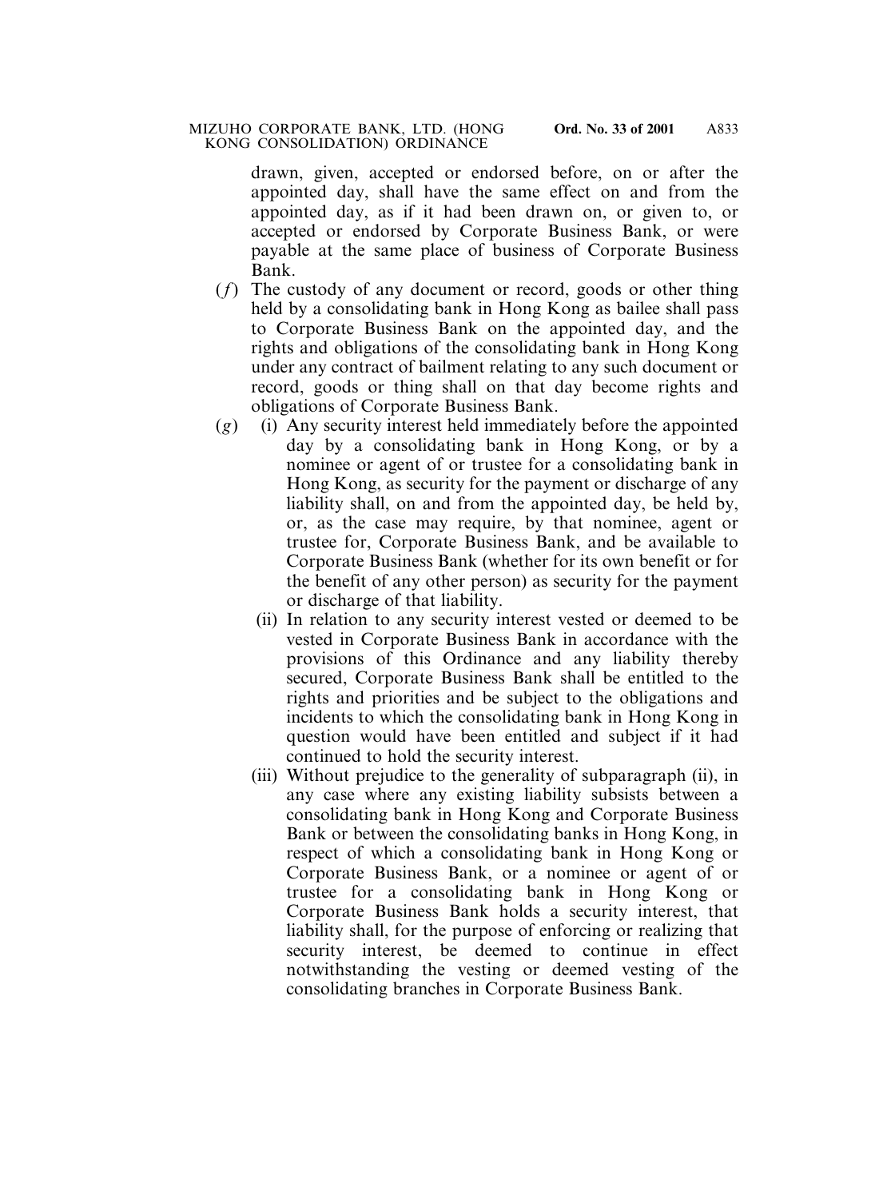drawn, given, accepted or endorsed before, on or after the appointed day, shall have the same effect on and from the appointed day, as if it had been drawn on, or given to, or accepted or endorsed by Corporate Business Bank, or were payable at the same place of business of Corporate Business Bank.

(*f*) The custody of any document or record, goods or other thing held by a consolidating bank in Hong Kong as bailee shall pass to Corporate Business Bank on the appointed day, and the rights and obligations of the consolidating bank in Hong Kong under any contract of bailment relating to any such document or record, goods or thing shall on that day become rights and obligations of Corporate Business Bank.

(*g*) (i) Any security interest held immediately before the appointed day by a consolidating bank in Hong Kong, or by a nominee or agent of or trustee for a consolidating bank in Hong Kong, as security for the payment or discharge of any liability shall, on and from the appointed day, be held by, or, as the case may require, by that nominee, agent or trustee for, Corporate Business Bank, and be available to Corporate Business Bank (whether for its own benefit or for the benefit of any other person) as security for the payment or discharge of that liability.

(ii) In relation to any security interest vested or deemed to be vested in Corporate Business Bank in accordance with the provisions of this Ordinance and any liability thereby secured, Corporate Business Bank shall be entitled to the rights and priorities and be subject to the obligations and incidents to which the consolidating bank in Hong Kong in question would have been entitled and subject if it had continued to hold the security interest.

(iii) Without prejudice to the generality of subparagraph (ii), in any case where any existing liability subsists between a consolidating bank in Hong Kong and Corporate Business Bank or between the consolidating banks in Hong Kong, in respect of which a consolidating bank in Hong Kong or Corporate Business Bank, or a nominee or agent of or trustee for a consolidating bank in Hong Kong or Corporate Business Bank holds a security interest, that liability shall, for the purpose of enforcing or realizing that security interest, be deemed to continue in effect notwithstanding the vesting or deemed vesting of the consolidating branches in Corporate Business Bank.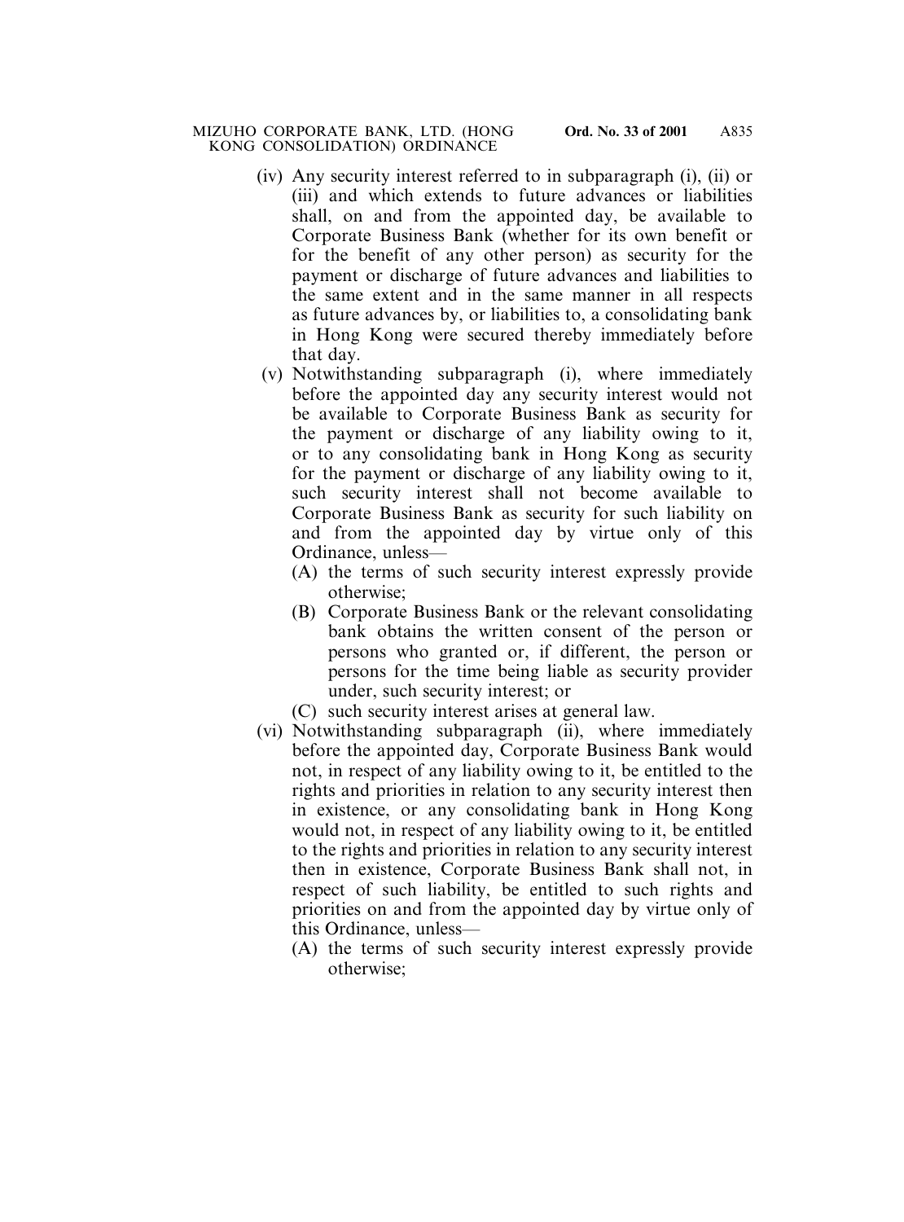- (iv) Any security interest referred to in subparagraph (i), (ii) or (iii) and which extends to future advances or liabilities shall, on and from the appointed day, be available to Corporate Business Bank (whether for its own benefit or for the benefit of any other person) as security for the payment or discharge of future advances and liabilities to the same extent and in the same manner in all respects as future advances by, or liabilities to, a consolidating bank in Hong Kong were secured thereby immediately before that day.
- (v) Notwithstanding subparagraph (i), where immediately before the appointed day any security interest would not be available to Corporate Business Bank as security for the payment or discharge of any liability owing to it, or to any consolidating bank in Hong Kong as security for the payment or discharge of any liability owing to it, such security interest shall not become available to Corporate Business Bank as security for such liability on and from the appointed day by virtue only of this Ordinance, unless—
  - (A) the terms of such security interest expressly provide otherwise;
  - (B) Corporate Business Bank or the relevant consolidating bank obtains the written consent of the person or persons who granted or, if different, the person or persons for the time being liable as security provider under, such security interest; or
  - (C) such security interest arises at general law.
- (vi) Notwithstanding subparagraph (ii), where immediately before the appointed day, Corporate Business Bank would not, in respect of any liability owing to it, be entitled to the rights and priorities in relation to any security interest then in existence, or any consolidating bank in Hong Kong would not, in respect of any liability owing to it, be entitled to the rights and priorities in relation to any security interest then in existence, Corporate Business Bank shall not, in respect of such liability, be entitled to such rights and priorities on and from the appointed day by virtue only of this Ordinance, unless—
  - (A) the terms of such security interest expressly provide otherwise;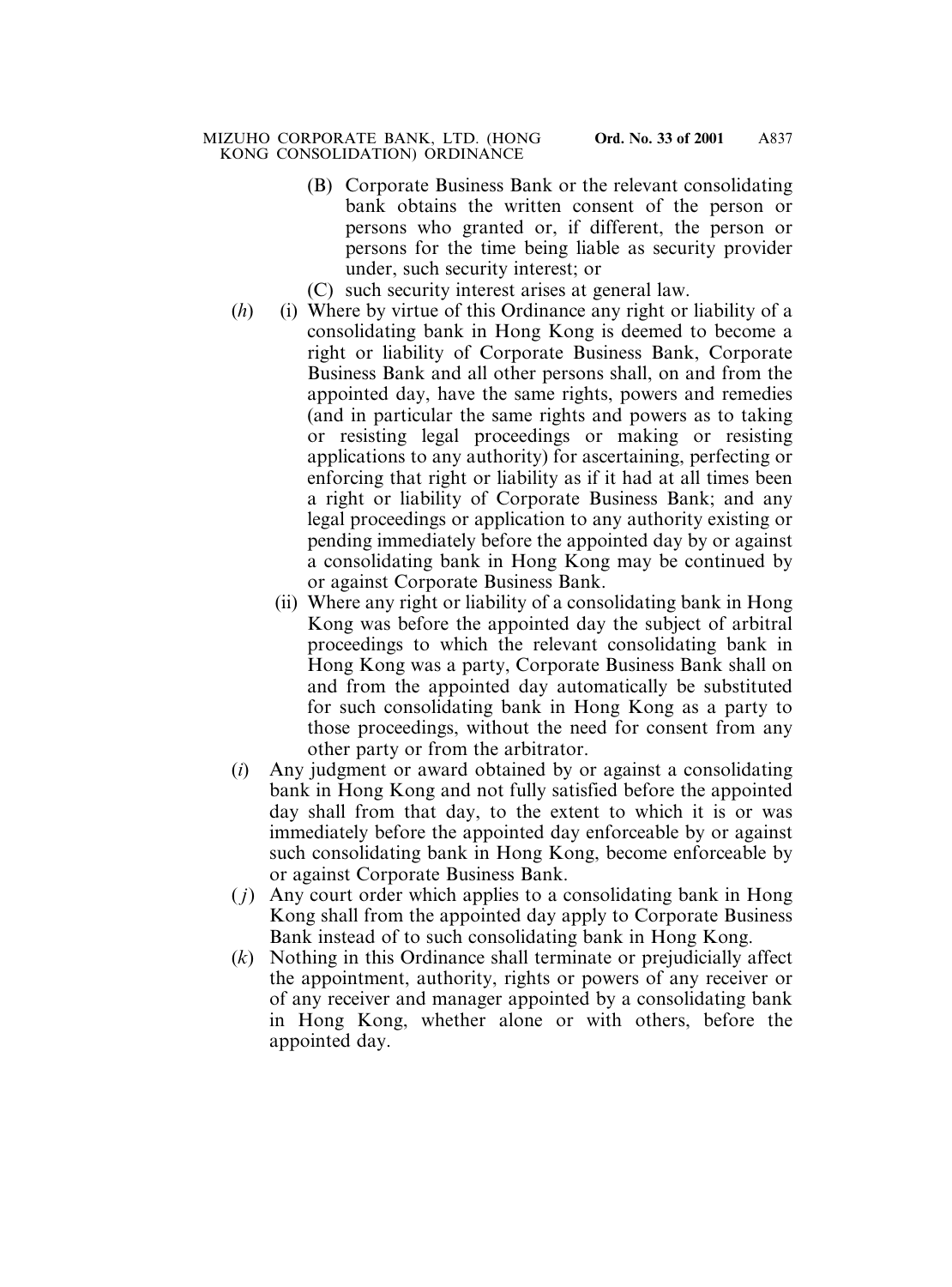(B) Corporate Business Bank or the relevant consolidating bank obtains the written consent of the person or persons who granted or, if different, the person or persons for the time being liable as security provider under, such security interest; or

(C) such security interest arises at general law.

(*h*) (i) Where by virtue of this Ordinance any right or liability of a consolidating bank in Hong Kong is deemed to become a right or liability of Corporate Business Bank, Corporate Business Bank and all other persons shall, on and from the appointed day, have the same rights, powers and remedies (and in particular the same rights and powers as to taking or resisting legal proceedings or making or resisting applications to any authority) for ascertaining, perfecting or enforcing that right or liability as if it had at all times been a right or liability of Corporate Business Bank; and any legal proceedings or application to any authority existing or pending immediately before the appointed day by or against a consolidating bank in Hong Kong may be continued by or against Corporate Business Bank.

(ii) Where any right or liability of a consolidating bank in Hong Kong was before the appointed day the subject of arbitral proceedings to which the relevant consolidating bank in Hong Kong was a party, Corporate Business Bank shall on and from the appointed day automatically be substituted for such consolidating bank in Hong Kong as a party to those proceedings, without the need for consent from any other party or from the arbitrator.

(*i*) Any judgment or award obtained by or against a consolidating bank in Hong Kong and not fully satisfied before the appointed day shall from that day, to the extent to which it is or was immediately before the appointed day enforceable by or against such consolidating bank in Hong Kong, become enforceable by or against Corporate Business Bank.

(*j*) Any court order which applies to a consolidating bank in Hong Kong shall from the appointed day apply to Corporate Business Bank instead of to such consolidating bank in Hong Kong.

(*k*) Nothing in this Ordinance shall terminate or prejudicially affect the appointment, authority, rights or powers of any receiver or of any receiver and manager appointed by a consolidating bank in Hong Kong, whether alone or with others, before the appointed day.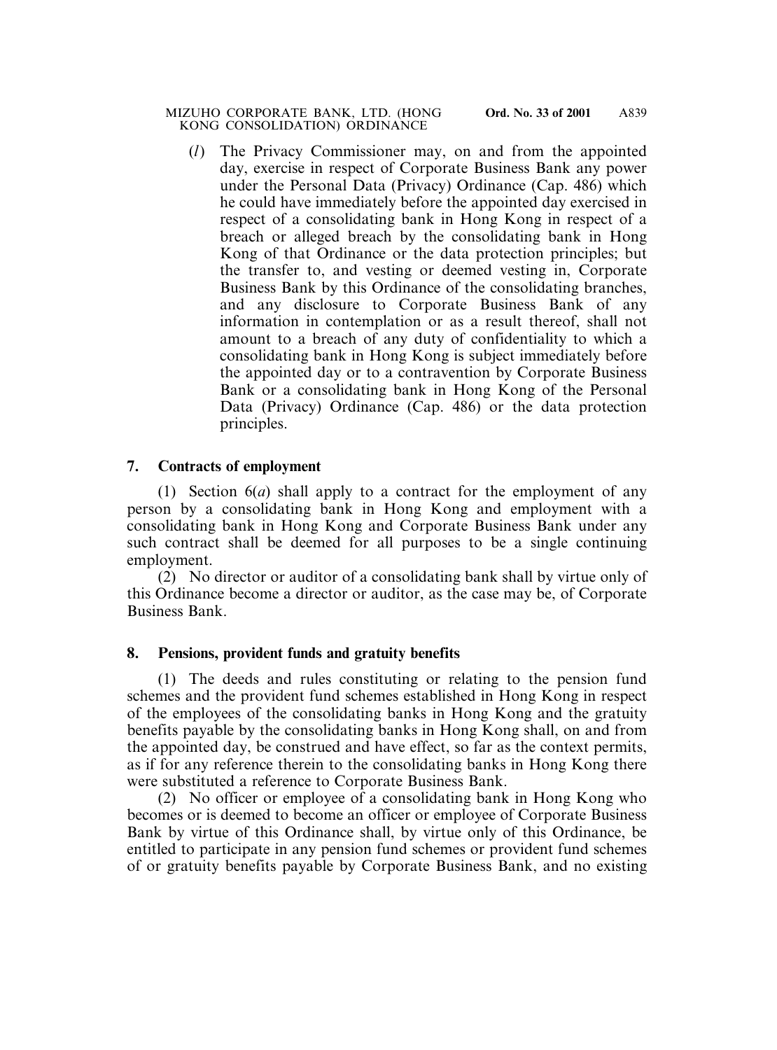(*l*) The Privacy Commissioner may, on and from the appointed day, exercise in respect of Corporate Business Bank any power under the Personal Data (Privacy) Ordinance (Cap. 486) which he could have immediately before the appointed day exercised in respect of a consolidating bank in Hong Kong in respect of a breach or alleged breach by the consolidating bank in Hong Kong of that Ordinance or the data protection principles; but the transfer to, and vesting or deemed vesting in, Corporate Business Bank by this Ordinance of the consolidating branches, and any disclosure to Corporate Business Bank of any information in contemplation or as a result thereof, shall not amount to a breach of any duty of confidentiality to which a consolidating bank in Hong Kong is subject immediately before the appointed day or to a contravention by Corporate Business Bank or a consolidating bank in Hong Kong of the Personal Data (Privacy) Ordinance (Cap. 486) or the data protection principles.

## 7. Contracts of employment

(1) Section 6(*a*) shall apply to a contract for the employment of any person by a consolidating bank in Hong Kong and employment with a consolidating bank in Hong Kong and Corporate Business Bank under any such contract shall be deemed for all purposes to be a single continuing employment.

(2) No director or auditor of a consolidating bank shall by virtue only of this Ordinance become a director or auditor, as the case may be, of Corporate Business Bank.

## 8. Pensions, provident funds and gratuity benefits

(1) The deeds and rules constituting or relating to the pension fund schemes and the provident fund schemes established in Hong Kong in respect of the employees of the consolidating banks in Hong Kong and the gratuity benefits payable by the consolidating banks in Hong Kong shall, on and from the appointed day, be construed and have effect, so far as the context permits, as if for any reference therein to the consolidating banks in Hong Kong there were substituted a reference to Corporate Business Bank.

(2) No officer or employee of a consolidating bank in Hong Kong who becomes or is deemed to become an officer or employee of Corporate Business Bank by virtue of this Ordinance shall, by virtue only of this Ordinance, be entitled to participate in any pension fund schemes or provident fund schemes of or gratuity benefits payable by Corporate Business Bank, and no existing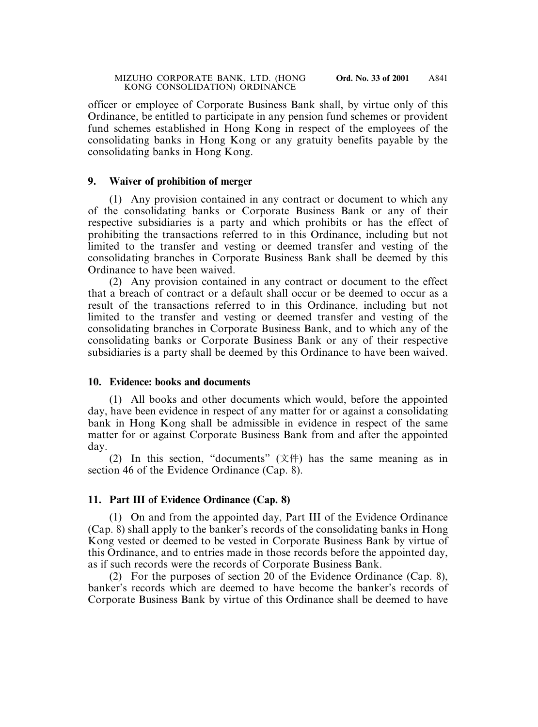officer or employee of Corporate Business Bank shall, by virtue only of this Ordinance, be entitled to participate in any pension fund schemes or provident fund schemes established in Hong Kong in respect of the employees of the consolidating banks in Hong Kong or any gratuity benefits payable by the consolidating banks in Hong Kong.

**9. Waiver of prohibition of merger**

(1) Any provision contained in any contract or document to which any of the consolidating banks or Corporate Business Bank or any of their respective subsidiaries is a party and which prohibits or has the effect of prohibiting the transactions referred to in this Ordinance, including but not limited to the transfer and vesting or deemed transfer and vesting of the consolidating branches in Corporate Business Bank shall be deemed by this Ordinance to have been waived.

(2) Any provision contained in any contract or document to the effect that a breach of contract or a default shall occur or be deemed to occur as a result of the transactions referred to in this Ordinance, including but not limited to the transfer and vesting or deemed transfer and vesting of the consolidating branches in Corporate Business Bank, and to which any of the consolidating banks or Corporate Business Bank or any of their respective subsidiaries is a party shall be deemed by this Ordinance to have been waived.

**10. Evidence: books and documents**

(1) All books and other documents which would, before the appointed day, have been evidence in respect of any matter for or against a consolidating bank in Hong Kong shall be admissible in evidence in respect of the same matter for or against Corporate Business Bank from and after the appointed day.

(2) In this section, "documents" (文件) has the same meaning as in section 46 of the Evidence Ordinance (Cap. 8).

**11. Part III of Evidence Ordinance (Cap. 8)**

(1) On and from the appointed day, Part III of the Evidence Ordinance (Cap. 8) shall apply to the banker's records of the consolidating banks in Hong Kong vested or deemed to be vested in Corporate Business Bank by virtue of this Ordinance, and to entries made in those records before the appointed day, as if such records were the records of Corporate Business Bank.

(2) For the purposes of section 20 of the Evidence Ordinance (Cap. 8), banker's records which are deemed to have become the banker's records of Corporate Business Bank by virtue of this Ordinance shall be deemed to have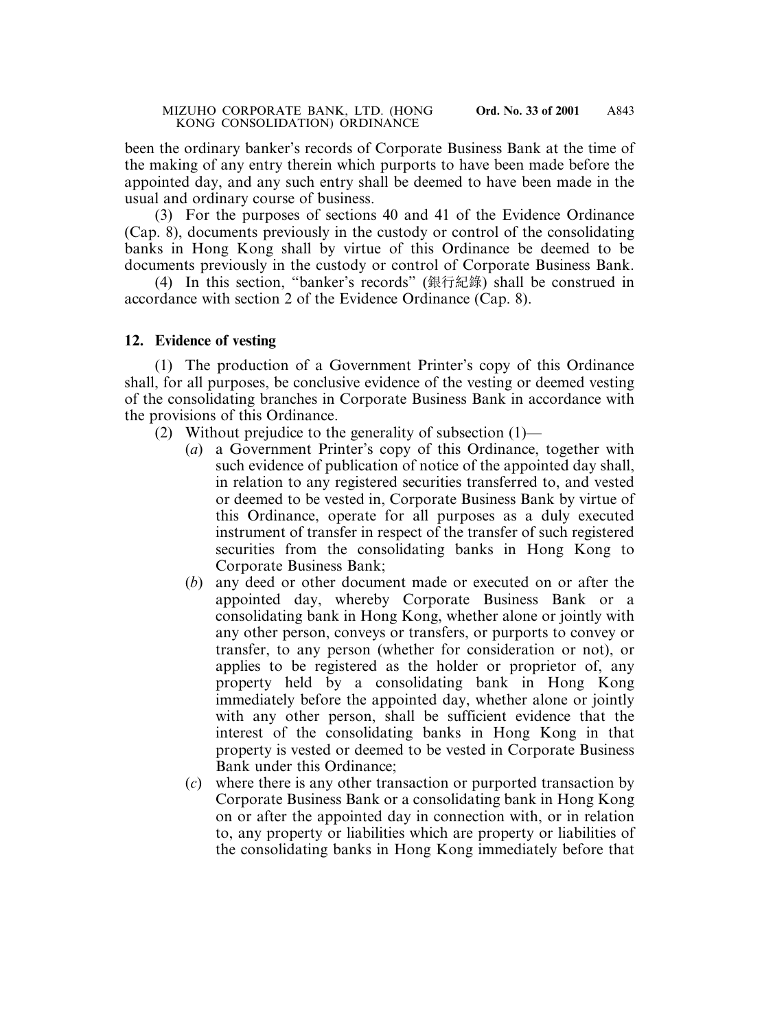been the ordinary banker's records of Corporate Business Bank at the time of the making of any entry therein which purports to have been made before the appointed day, and any such entry shall be deemed to have been made in the usual and ordinary course of business.

(3) For the purposes of sections 40 and 41 of the Evidence Ordinance (Cap. 8), documents previously in the custody or control of the consolidating banks in Hong Kong shall by virtue of this Ordinance be deemed to be documents previously in the custody or control of Corporate Business Bank.

(4) In this section, "banker's records" (銀行紀錄) shall be construed in accordance with section 2 of the Evidence Ordinance (Cap. 8).

### 12. Evidence of vesting

(1) The production of a Government Printer's copy of this Ordinance shall, for all purposes, be conclusive evidence of the vesting or deemed vesting of the consolidating branches in Corporate Business Bank in accordance with the provisions of this Ordinance.

(2) Without prejudice to the generality of subsection (1)—

- (*a*) a Government Printer's copy of this Ordinance, together with such evidence of publication of notice of the appointed day shall, in relation to any registered securities transferred to, and vested or deemed to be vested in, Corporate Business Bank by virtue of this Ordinance, operate for all purposes as a duly executed instrument of transfer in respect of the transfer of such registered securities from the consolidating banks in Hong Kong to Corporate Business Bank;
- (*b*) any deed or other document made or executed on or after the appointed day, whereby Corporate Business Bank or a consolidating bank in Hong Kong, whether alone or jointly with any other person, conveys or transfers, or purports to convey or transfer, to any person (whether for consideration or not), or applies to be registered as the holder or proprietor of, any property held by a consolidating bank in Hong Kong immediately before the appointed day, whether alone or jointly with any other person, shall be sufficient evidence that the interest of the consolidating banks in Hong Kong in that property is vested or deemed to be vested in Corporate Business Bank under this Ordinance;
- (*c*) where there is any other transaction or purported transaction by Corporate Business Bank or a consolidating bank in Hong Kong on or after the appointed day in connection with, or in relation to, any property or liabilities which are property or liabilities of the consolidating banks in Hong Kong immediately before that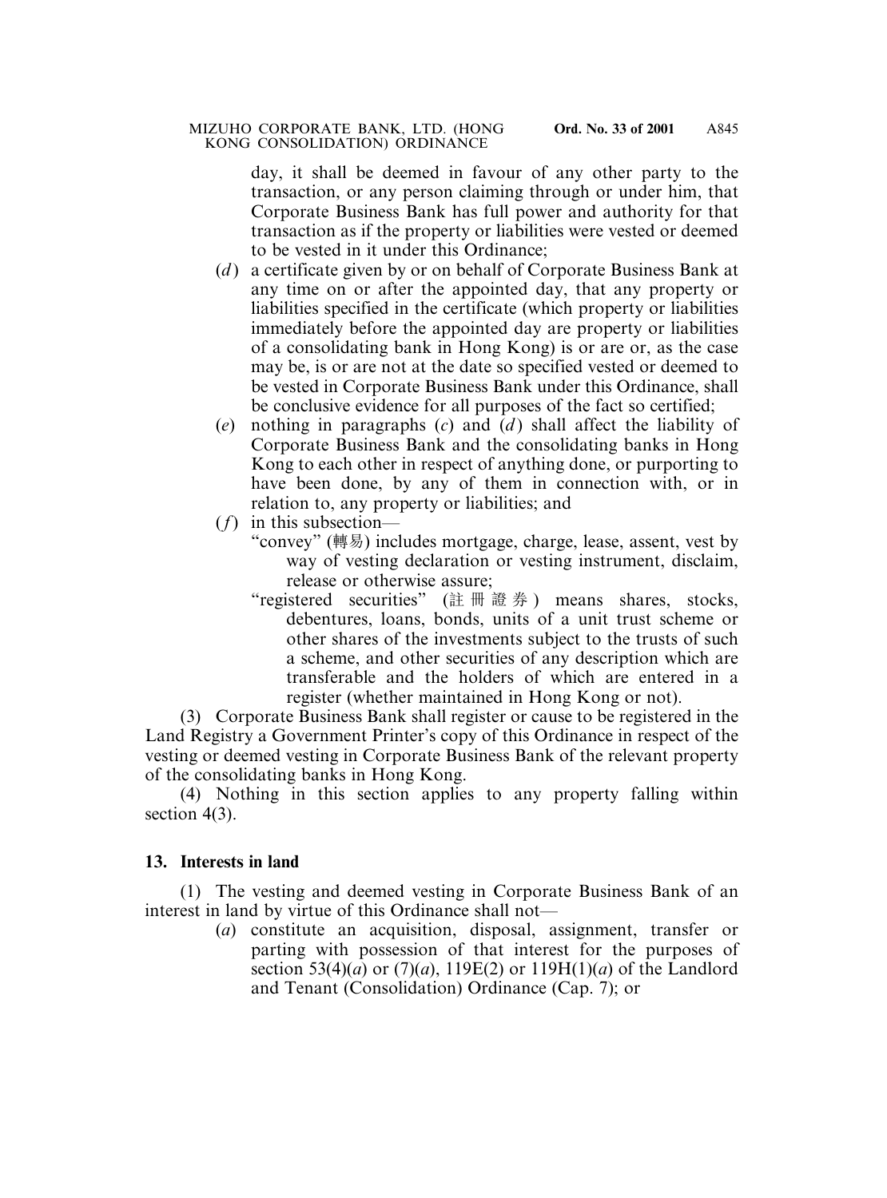day, it shall be deemed in favour of any other party to the transaction, or any person claiming through or under him, that Corporate Business Bank has full power and authority for that transaction as if the property or liabilities were vested or deemed to be vested in it under this Ordinance;

(*d*) a certificate given by or on behalf of Corporate Business Bank at any time on or after the appointed day, that any property or liabilities specified in the certificate (which property or liabilities immediately before the appointed day are property or liabilities of a consolidating bank in Hong Kong) is or are or, as the case may be, is or are not at the date so specified vested or deemed to be vested in Corporate Business Bank under this Ordinance, shall be conclusive evidence for all purposes of the fact so certified;

(*e*) nothing in paragraphs (*c*) and (*d*) shall affect the liability of Corporate Business Bank and the consolidating banks in Hong Kong to each other in respect of anything done, or purporting to have been done, by any of them in connection with, or in relation to, any property or liabilities; and

(*f*) in this subsection—

"convey" (轉易) includes mortgage, charge, lease, assent, vest by way of vesting declaration or vesting instrument, disclaim, release or otherwise assure;

"registered securities" (註冊證券) means shares, stocks, debentures, loans, bonds, units of a unit trust scheme or other shares of the investments subject to the trusts of such a scheme, and other securities of any description which are transferable and the holders of which are entered in a register (whether maintained in Hong Kong or not).

(3) Corporate Business Bank shall register or cause to be registered in the Land Registry a Government Printer's copy of this Ordinance in respect of the vesting or deemed vesting in Corporate Business Bank of the relevant property of the consolidating banks in Hong Kong.

(4) Nothing in this section applies to any property falling within section 4(3).

**13. Interests in land**

(1) The vesting and deemed vesting in Corporate Business Bank of an interest in land by virtue of this Ordinance shall not—

(*a*) constitute an acquisition, disposal, assignment, transfer or parting with possession of that interest for the purposes of section 53(4)(*a*) or (7)(*a*), 119E(2) or 119H(1)(*a*) of the Landlord and Tenant (Consolidation) Ordinance (Cap. 7); or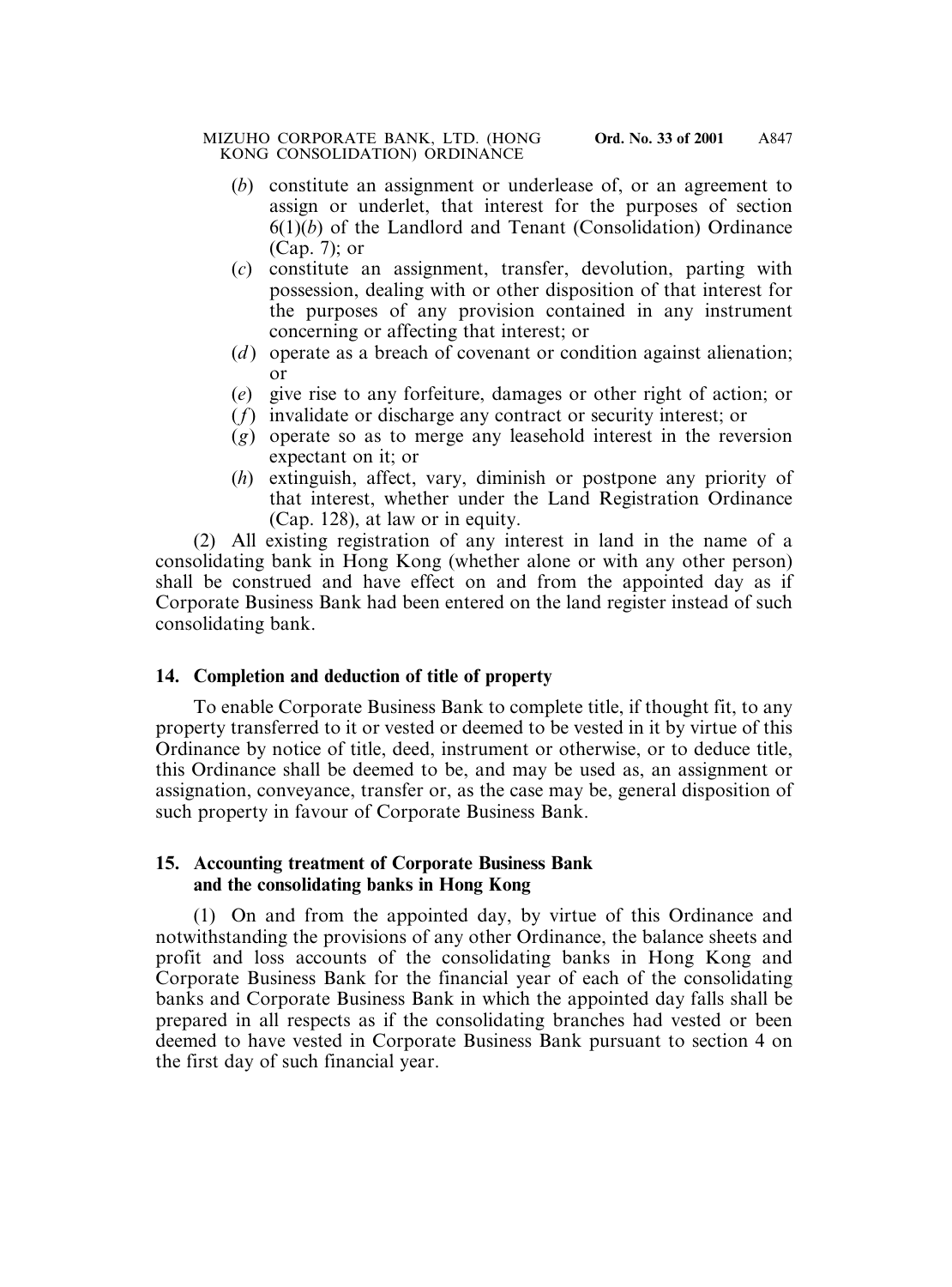(*b*) constitute an assignment or underlease of, or an agreement to assign or underlet, that interest for the purposes of section 6(1)(*b*) of the Landlord and Tenant (Consolidation) Ordinance (Cap. 7); or

(*c*) constitute an assignment, transfer, devolution, parting with possession, dealing with or other disposition of that interest for the purposes of any provision contained in any instrument concerning or affecting that interest; or

(*d*) operate as a breach of covenant or condition against alienation; or

(*e*) give rise to any forfeiture, damages or other right of action; or

(*f*) invalidate or discharge any contract or security interest; or

(*g*) operate so as to merge any leasehold interest in the reversion expectant on it; or

(*h*) extinguish, affect, vary, diminish or postpone any priority of that interest, whether under the Land Registration Ordinance (Cap. 128), at law or in equity.

(2) All existing registration of any interest in land in the name of a consolidating bank in Hong Kong (whether alone or with any other person) shall be construed and have effect on and from the appointed day as if Corporate Business Bank had been entered on the land register instead of such consolidating bank.

**14. Completion and deduction of title of property**

To enable Corporate Business Bank to complete title, if thought fit, to any property transferred to it or vested or deemed to be vested in it by virtue of this Ordinance by notice of title, deed, instrument or otherwise, or to deduce title, this Ordinance shall be deemed to be, and may be used as, an assignment or assignation, conveyance, transfer or, as the case may be, general disposition of such property in favour of Corporate Business Bank.

**15. Accounting treatment of Corporate Business Bank and the consolidating banks in Hong Kong**

(1) On and from the appointed day, by virtue of this Ordinance and notwithstanding the provisions of any other Ordinance, the balance sheets and profit and loss accounts of the consolidating banks in Hong Kong and Corporate Business Bank for the financial year of each of the consolidating banks and Corporate Business Bank in which the appointed day falls shall be prepared in all respects as if the consolidating branches had vested or been deemed to have vested in Corporate Business Bank pursuant to section 4 on the first day of such financial year.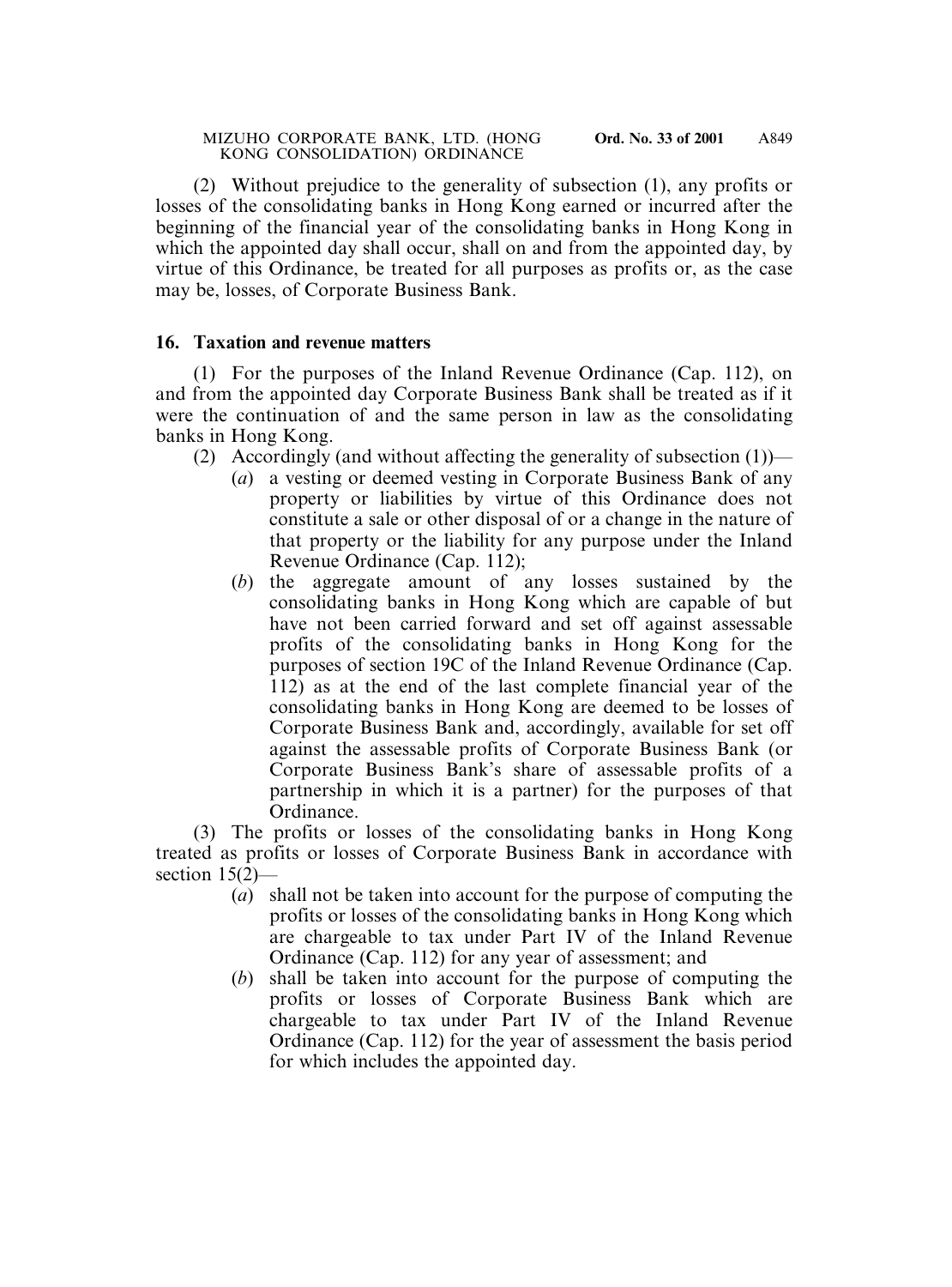(2) Without prejudice to the generality of subsection (1), any profits or losses of the consolidating banks in Hong Kong earned or incurred after the beginning of the financial year of the consolidating banks in Hong Kong in which the appointed day shall occur, shall on and from the appointed day, by virtue of this Ordinance, be treated for all purposes as profits or, as the case may be, losses, of Corporate Business Bank.

**16. Taxation and revenue matters**

(1) For the purposes of the Inland Revenue Ordinance (Cap. 112), on and from the appointed day Corporate Business Bank shall be treated as if it were the continuation of and the same person in law as the consolidating banks in Hong Kong.

(2) Accordingly (and without affecting the generality of subsection (1))—

(*a*) a vesting or deemed vesting in Corporate Business Bank of any property or liabilities by virtue of this Ordinance does not constitute a sale or other disposal of or a change in the nature of that property or the liability for any purpose under the Inland Revenue Ordinance (Cap. 112);

(*b*) the aggregate amount of any losses sustained by the consolidating banks in Hong Kong which are capable of but have not been carried forward and set off against assessable profits of the consolidating banks in Hong Kong for the purposes of section 19C of the Inland Revenue Ordinance (Cap. 112) as at the end of the last complete financial year of the consolidating banks in Hong Kong are deemed to be losses of Corporate Business Bank and, accordingly, available for set off against the assessable profits of Corporate Business Bank (or Corporate Business Bank's share of assessable profits of a partnership in which it is a partner) for the purposes of that Ordinance.

(3) The profits or losses of the consolidating banks in Hong Kong treated as profits or losses of Corporate Business Bank in accordance with section 15(2)—

(*a*) shall not be taken into account for the purpose of computing the profits or losses of the consolidating banks in Hong Kong which are chargeable to tax under Part IV of the Inland Revenue Ordinance (Cap. 112) for any year of assessment; and

(*b*) shall be taken into account for the purpose of computing the profits or losses of Corporate Business Bank which are chargeable to tax under Part IV of the Inland Revenue Ordinance (Cap. 112) for the year of assessment the basis period for which includes the appointed day.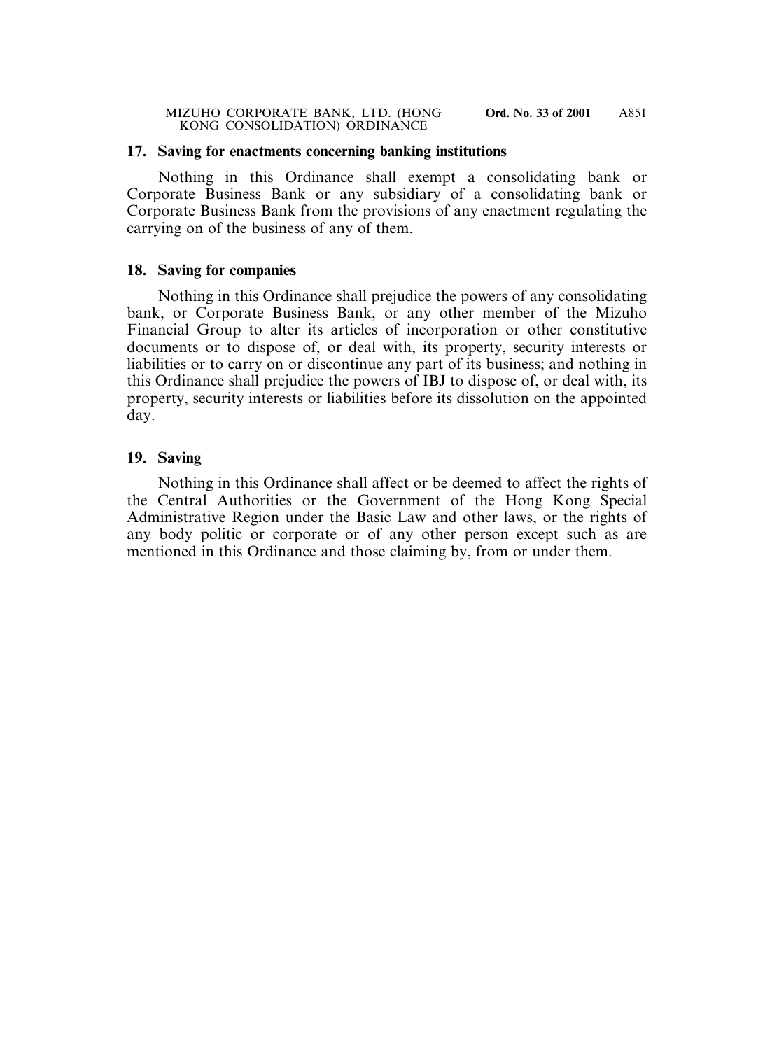**17. Saving for enactments concerning banking institutions**

Nothing in this Ordinance shall exempt a consolidating bank or Corporate Business Bank or any subsidiary of a consolidating bank or Corporate Business Bank from the provisions of any enactment regulating the carrying on of the business of any of them.

**18. Saving for companies**

Nothing in this Ordinance shall prejudice the powers of any consolidating bank, or Corporate Business Bank, or any other member of the Mizuho Financial Group to alter its articles of incorporation or other constitutive documents or to dispose of, or deal with, its property, security interests or liabilities or to carry on or discontinue any part of its business; and nothing in this Ordinance shall prejudice the powers of IBJ to dispose of, or deal with, its property, security interests or liabilities before its dissolution on the appointed day.

**19. Saving**

Nothing in this Ordinance shall affect or be deemed to affect the rights of the Central Authorities or the Government of the Hong Kong Special Administrative Region under the Basic Law and other laws, or the rights of any body politic or corporate or of any other person except such as are mentioned in this Ordinance and those claiming by, from or under them.